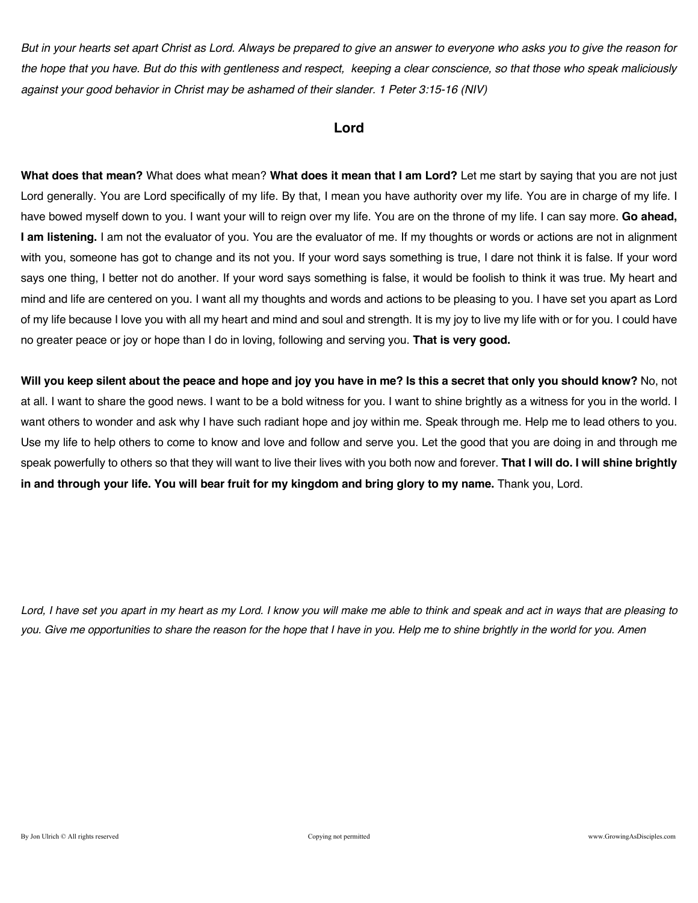*But in your hearts set apart Christ as Lord. Always be prepared to give an answer to everyone who asks you to give the reason for the hope that you have. But do this with gentleness and respect, keeping a clear conscience, so that those who speak maliciously against your good behavior in Christ may be ashamed of their slander. 1 Peter 3:15-16 (NIV)*

## Lord

**What does that mean?** What does what mean? **What does it mean that I am Lord?** Let me start by saying that you are not just Lord generally. You are Lord specifically of my life. By that, I mean you have authority over my life. You are in charge of my life. I have bowed myself down to you. I want your will to reign over my life. You are on the throne of my life. I can say more. **Go ahead, I am listening.** I am not the evaluator of you. You are the evaluator of me. If my thoughts or words or actions are not in alignment with you, someone has got to change and its not you. If your word says something is true, I dare not think it is false. If your word says one thing, I better not do another. If your word says something is false, it would be foolish to think it was true. My heart and mind and life are centered on you. I want all my thoughts and words and actions to be pleasing to you. I have set you apart as Lord of my life because I love you with all my heart and mind and soul and strength. It is my joy to live my life with or for you. I could have no greater peace or joy or hope than I do in loving, following and serving you. **That is very good.**

**Will you keep silent about the peace and hope and joy you have in me? Is this a secret that only you should know?** No, not at all. I want to share the good news. I want to be a bold witness for you. I want to shine brightly as a witness for you in the world. I want others to wonder and ask why I have such radiant hope and joy within me. Speak through me. Help me to lead others to you. Use my life to help others to come to know and love and follow and serve you. Let the good that you are doing in and through me speak powerfully to others so that they will want to live their lives with you both now and forever. **That I will do. I will shine brightly in and through your life. You will bear fruit for my kingdom and bring glory to my name.** Thank you, Lord.

*Lord, I have set you apart in my heart as my Lord. I know you will make me able to think and speak and act in ways that are pleasing to you. Give me opportunities to share the reason for the hope that I have in you. Help me to shine brightly in the world for you. Amen*

By Jon Ulrich © All rights reserved — Copying not permitted — www.GrowingAsDisciples.com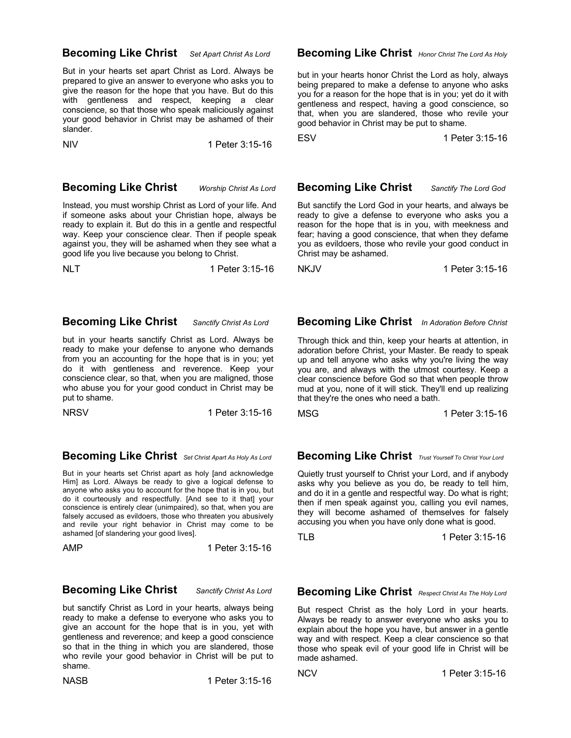## Becoming Like Christ *Set Apart Christ As Lord*

But in your hearts set apart Christ as Lord. Always be prepared to give an answer to everyone who asks you to give the reason for the hope that you have. But do this with gentleness and respect, keeping a clear conscience, so that those who speak maliciously against your good behavior in Christ may be ashamed of their slander.

NIV 1 Peter 3:15-16

## Becoming Like Christ *Honor Christ The Lord As Holy*

but in your hearts honor Christ the Lord as holy, always being prepared to make a defense to anyone who asks you for a reason for the hope that is in you; yet do it with gentleness and respect, having a good conscience, so that, when you are slandered, those who revile your good behavior in Christ may be put to shame.

ESV 1 Peter 3:15-16

## Becoming Like Christ *Worship Christ As Lord*

Instead, you must worship Christ as Lord of your life. And if someone asks about your Christian hope, always be ready to explain it. But do this in a gentle and respectful way. Keep your conscience clear. Then if people speak against you, they will be ashamed when they see what a good life you live because you belong to Christ.

NLT 1 Peter 3:15-16

## Becoming Like Christ *Sanctify The Lord God*

But sanctify the Lord God in your hearts, and always be ready to give a defense to everyone who asks you a reason for the hope that is in you, with meekness and fear; having a good conscience, that when they defame you as evildoers, those who revile your good conduct in Christ may be ashamed.

NKJV 1 Peter 3:15-16

## Becoming Like Christ *Sanctify Christ As Lord*

but in your hearts sanctify Christ as Lord. Always be ready to make your defense to anyone who demands from you an accounting for the hope that is in you; yet do it with gentleness and reverence. Keep your conscience clear, so that, when you are maligned, those who abuse you for your good conduct in Christ may be put to shame.

NRSV 1 Peter 3:15-16

## Becoming Like Christ *In Adoration Before Christ*

Through thick and thin, keep your hearts at attention, in adoration before Christ, your Master. Be ready to speak up and tell anyone who asks why you're living the way you are, and always with the utmost courtesy. Keep a clear conscience before God so that when people throw mud at you, none of it will stick. They'll end up realizing that they're the ones who need a bath.

MSG 1 Peter 3:15-16

## Becoming Like Christ *Set Christ Apart As Holy As Lord*

But in your hearts set Christ apart as holy [and acknowledge Him] as Lord. Always be ready to give a logical defense to anyone who asks you to account for the hope that is in you, but do it courteously and respectfully. [And see to it that] your conscience is entirely clear (unimpaired), so that, when you are falsely accused as evildoers, those who threaten you abusively and revile your right behavior in Christ may come to be ashamed [of slandering your good lives].

AMP 1 Peter 3:15-16

## Becoming Like Christ *Trust Yourself To Christ Your Lord*

Quietly trust yourself to Christ your Lord, and if anybody asks why you believe as you do, be ready to tell him, and do it in a gentle and respectful way. Do what is right; then if men speak against you, calling you evil names, they will become ashamed of themselves for falsely accusing you when you have only done what is good.

TLB 1 Peter 3:15-16

## Becoming Like Christ *Sanctify Christ As Lord*

but sanctify Christ as Lord in your hearts, always being ready to make a defense to everyone who asks you to give an account for the hope that is in you, yet with gentleness and reverence; and keep a good conscience so that in the thing in which you are slandered, those who revile your good behavior in Christ will be put to shame.

NASB 1 Peter 3:15-16

## Becoming Like Christ *Respect Christ As The Holy Lord*

But respect Christ as the holy Lord in your hearts. Always be ready to answer everyone who asks you to explain about the hope you have, but answer in a gentle way and with respect. Keep a clear conscience so that those who speak evil of your good life in Christ will be made ashamed.

NCV 1 Peter 3:15-16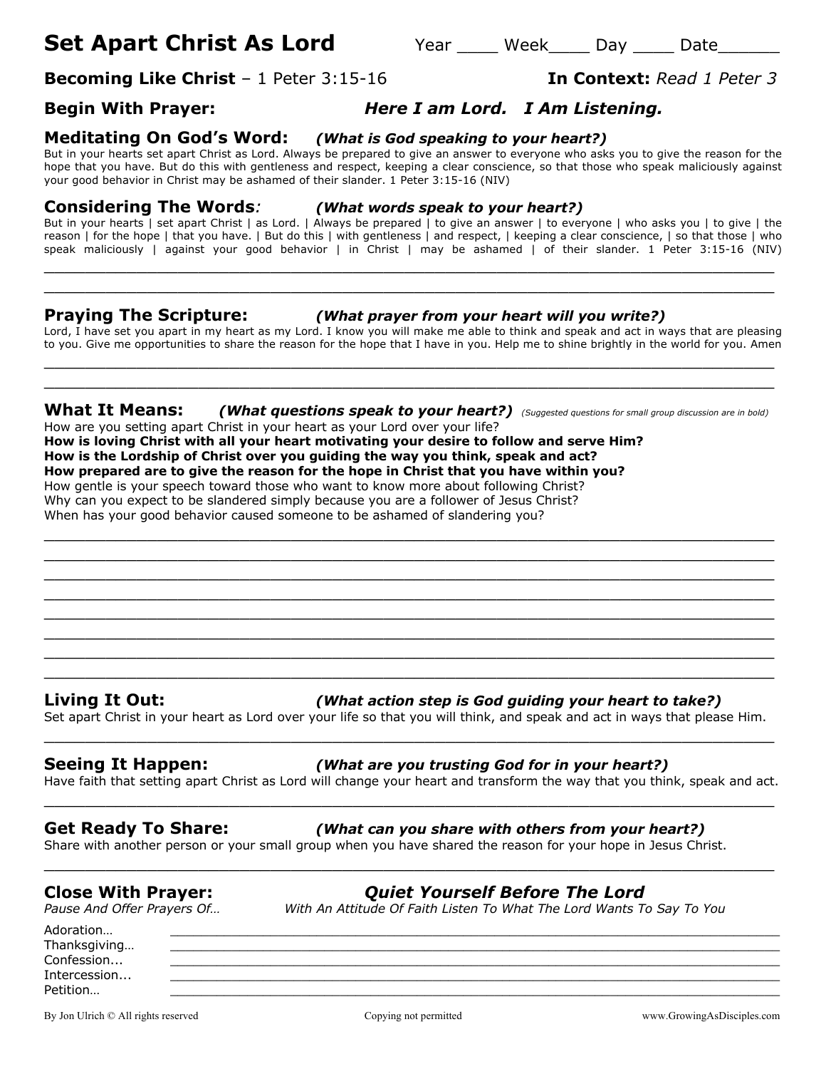# Set Apart Christ As Lord

Year ____ Week____ Day ____ Date______

**Becoming Like Christ** – 1 Peter 3:15-16

**In Context:** *Read 1 Peter 3*

## Begin With Prayer: *Here I am Lord. I Am Listening.*

## Meditating On God's Word: *(What is God speaking to your heart?)*

But in your hearts set apart Christ as Lord. Always be prepared to give an answer to everyone who asks you to give the reason for the hope that you have. But do this with gentleness and respect, keeping a clear conscience, so that those who speak maliciously against your good behavior in Christ may be ashamed of their slander. 1 Peter 3:15-16 (NIV)

## Considering The Words: *(What words speak to your heart?)*

But in your hearts | set apart Christ | as Lord. | Always be prepared | to give an answer | to everyone | who asks you | to give | the reason | for the hope | that you have. | But do this | with gentleness | and respect, | keeping a clear conscience, | so that those | who speak maliciously | against your good behavior | in Christ | may be ashamed | of their slander. 1 Peter 3:15-16 (NIV)

______________________________________________________________________________

______________________________________________________________________________

## Praying The Scripture: *(What prayer from your heart will you write?)*

Lord, I have set you apart in my heart as my Lord. I know you will make me able to think and speak and act in ways that are pleasing to you. Give me opportunities to share the reason for the hope that I have in you. Help me to shine brightly in the world for you. Amen

______________________________________________________________________________

______________________________________________________________________________

## What It Means: *(What questions speak to your heart?)* *(Suggested questions for small group discussion are in bold)*

How are you setting apart Christ in your heart as your Lord over your life?
**How is loving Christ with all your heart motivating your desire to follow and serve Him?**
**How is the Lordship of Christ over you guiding the way you think, speak and act?**
**How prepared are to give the reason for the hope in Christ that you have within you?**
How gentle is your speech toward those who want to know more about following Christ?
Why can you expect to be slandered simply because you are a follower of Jesus Christ?
When has your good behavior caused someone to be ashamed of slandering you?

______________________________________________________________________________

______________________________________________________________________________

______________________________________________________________________________

______________________________________________________________________________

______________________________________________________________________________

______________________________________________________________________________

______________________________________________________________________________

______________________________________________________________________________

## Living It Out: *(What action step is God guiding your heart to take?)*

Set apart Christ in your heart as Lord over your life so that you will think, and speak and act in ways that please Him.

______________________________________________________________________________

## Seeing It Happen: *(What are you trusting God for in your heart?)*

Have faith that setting apart Christ as Lord will change your heart and transform the way that you think, speak and act.

______________________________________________________________________________

## Get Ready To Share: *(What can you share with others from your heart?)*

Share with another person or your small group when you have shared the reason for your hope in Jesus Christ.

______________________________________________________________________________

## Close With Prayer: *Quiet Yourself Before The Lord*

*Pause And Offer Prayers Of…* *With An Attitude Of Faith Listen To What The Lord Wants To Say To You*

Adoration… ______________________________________________________________

Thanksgiving… ______________________________________________________________

Confession... ______________________________________________________________

Intercession... ______________________________________________________________

Petition… ______________________________________________________________

By Jon Ulrich © All rights reserved Copying not permitted www.GrowingAsDisciples.com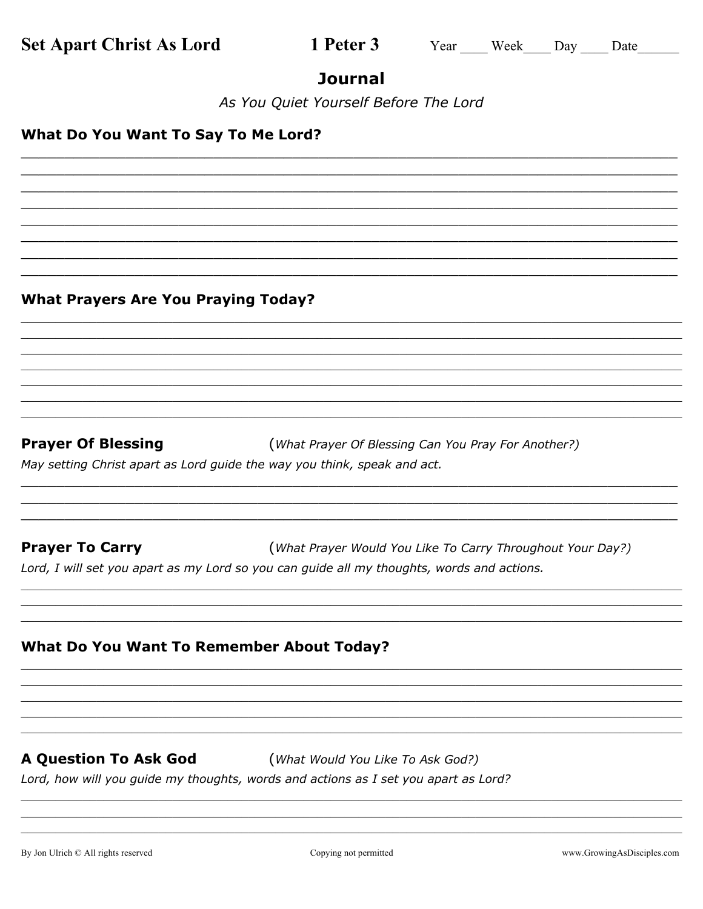**Set Apart Christ As Lord** **1 Peter 3** Year ____ Week____ Day ____ Date______

## Journal

*As You Quiet Yourself Before The Lord*

### What Do You Want To Say To Me Lord?

________________________________________________________________________________
________________________________________________________________________________
________________________________________________________________________________
________________________________________________________________________________
________________________________________________________________________________
________________________________________________________________________________
________________________________________________________________________________
________________________________________________________________________________

### What Prayers Are You Praying Today?

________________________________________________________________________________
________________________________________________________________________________
________________________________________________________________________________
________________________________________________________________________________
________________________________________________________________________________
________________________________________________________________________________
________________________________________________________________________________

### Prayer Of Blessing

(*What Prayer Of Blessing Can You Pray For Another?*)

*May setting Christ apart as Lord guide the way you think, speak and act.*

________________________________________________________________________________
________________________________________________________________________________
________________________________________________________________________________

### Prayer To Carry

(*What Prayer Would You Like To Carry Throughout Your Day?*)

*Lord, I will set you apart as my Lord so you can guide all my thoughts, words and actions.*

________________________________________________________________________________
________________________________________________________________________________
________________________________________________________________________________

### What Do You Want To Remember About Today?

________________________________________________________________________________
________________________________________________________________________________
________________________________________________________________________________
________________________________________________________________________________
________________________________________________________________________________

### A Question To Ask God

(*What Would You Like To Ask God?*)

*Lord, how will you guide my thoughts, words and actions as I set you apart as Lord?*

________________________________________________________________________________
________________________________________________________________________________
________________________________________________________________________________

By Jon Ulrich © All rights reserved Copying not permitted www.GrowingAsDisciples.com